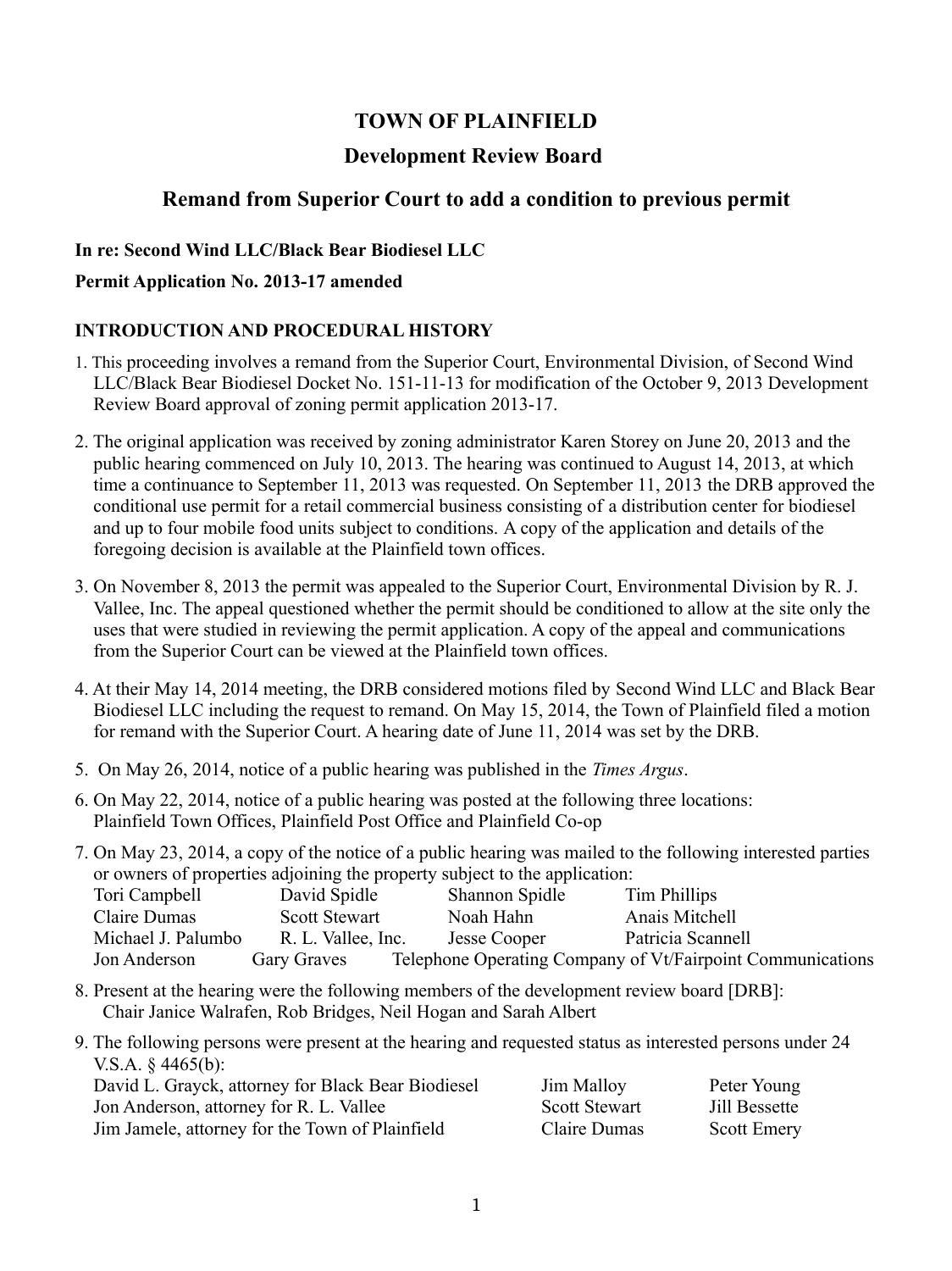# TOWN OF PLAINFIELD

## Development Review Board

## Remand from Superior Court to add a condition to previous permit

**In re: Second Wind LLC/Black Bear Biodiesel LLC**

**Permit Application No. 2013-17 amended**

### INTRODUCTION AND PROCEDURAL HISTORY

1. This proceeding involves a remand from the Superior Court, Environmental Division, of Second Wind LLC/Black Bear Biodiesel Docket No. 151-11-13 for modification of the October 9, 2013 Development Review Board approval of zoning permit application 2013-17.

2. The original application was received by zoning administrator Karen Storey on June 20, 2013 and the public hearing commenced on July 10, 2013. The hearing was continued to August 14, 2013, at which time a continuance to September 11, 2013 was requested. On September 11, 2013 the DRB approved the conditional use permit for a retail commercial business consisting of a distribution center for biodiesel and up to four mobile food units subject to conditions. A copy of the application and details of the foregoing decision is available at the Plainfield town offices.

3. On November 8, 2013 the permit was appealed to the Superior Court, Environmental Division by R. J. Vallee, Inc. The appeal questioned whether the permit should be conditioned to allow at the site only the uses that were studied in reviewing the permit application. A copy of the appeal and communications from the Superior Court can be viewed at the Plainfield town offices.

4. At their May 14, 2014 meeting, the DRB considered motions filed by Second Wind LLC and Black Bear Biodiesel LLC including the request to remand. On May 15, 2014, the Town of Plainfield filed a motion for remand with the Superior Court. A hearing date of June 11, 2014 was set by the DRB.

5. On May 26, 2014, notice of a public hearing was published in the *Times Argus*.

6. On May 22, 2014, notice of a public hearing was posted at the following three locations: Plainfield Town Offices, Plainfield Post Office and Plainfield Co-op

7. On May 23, 2014, a copy of the notice of a public hearing was mailed to the following interested parties or owners of properties adjoining the property subject to the application:
   Tori Campbell, David Spidle, Shannon Spidle, Tim Phillips,
   Claire Dumas, Scott Stewart, Noah Hahn, Anais Mitchell,
   Michael J. Palumbo, R. L. Vallee, Inc., Jesse Cooper, Patricia Scannell,
   Jon Anderson, Gary Graves, Telephone Operating Company of Vt/Fairpoint Communications

8. Present at the hearing were the following members of the development review board [DRB]:
   Chair Janice Walrafen, Rob Bridges, Neil Hogan and Sarah Albert

9. The following persons were present at the hearing and requested status as interested persons under 24 V.S.A. § 4465(b):
   David L. Grayck, attorney for Black Bear Biodiesel; Jim Malloy; Peter Young;
   Jon Anderson, attorney for R. L. Vallee; Scott Stewart; Jill Bessette;
   Jim Jamele, attorney for the Town of Plainfield; Claire Dumas; Scott Emery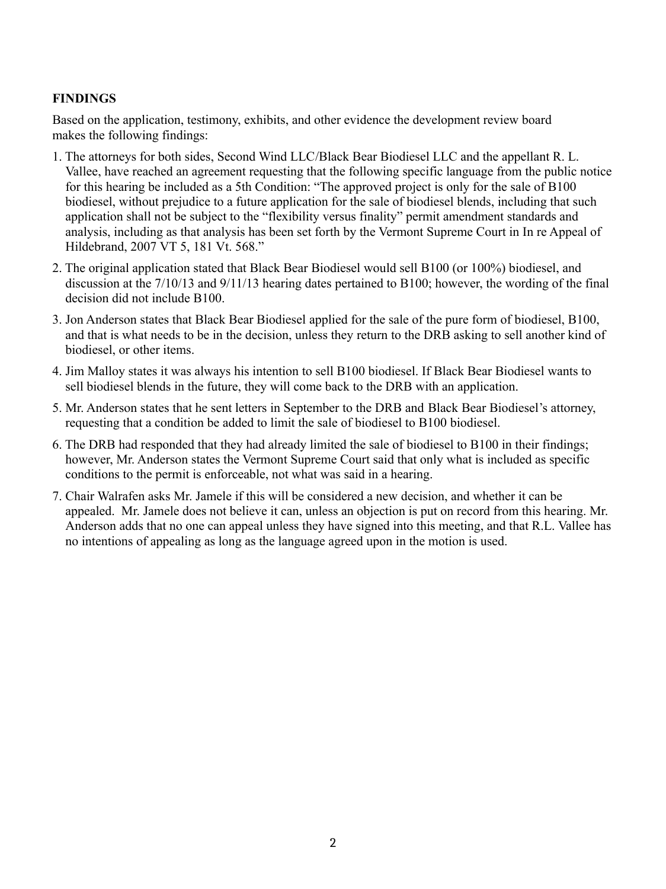**FINDINGS**

Based on the application, testimony, exhibits, and other evidence the development review board makes the following findings:

1. The attorneys for both sides, Second Wind LLC/Black Bear Biodiesel LLC and the appellant R. L. Vallee, have reached an agreement requesting that the following specific language from the public notice for this hearing be included as a 5th Condition: "The approved project is only for the sale of B100 biodiesel, without prejudice to a future application for the sale of biodiesel blends, including that such application shall not be subject to the "flexibility versus finality" permit amendment standards and analysis, including as that analysis has been set forth by the Vermont Supreme Court in In re Appeal of Hildebrand, 2007 VT 5, 181 Vt. 568."
2. The original application stated that Black Bear Biodiesel would sell B100 (or 100%) biodiesel, and discussion at the 7/10/13 and 9/11/13 hearing dates pertained to B100; however, the wording of the final decision did not include B100.
3. Jon Anderson states that Black Bear Biodiesel applied for the sale of the pure form of biodiesel, B100, and that is what needs to be in the decision, unless they return to the DRB asking to sell another kind of biodiesel, or other items.
4. Jim Malloy states it was always his intention to sell B100 biodiesel. If Black Bear Biodiesel wants to sell biodiesel blends in the future, they will come back to the DRB with an application.
5. Mr. Anderson states that he sent letters in September to the DRB and Black Bear Biodiesel's attorney, requesting that a condition be added to limit the sale of biodiesel to B100 biodiesel.
6. The DRB had responded that they had already limited the sale of biodiesel to B100 in their findings; however, Mr. Anderson states the Vermont Supreme Court said that only what is included as specific conditions to the permit is enforceable, not what was said in a hearing.
7. Chair Walrafen asks Mr. Jamele if this will be considered a new decision, and whether it can be appealed. Mr. Jamele does not believe it can, unless an objection is put on record from this hearing. Mr. Anderson adds that no one can appeal unless they have signed into this meeting, and that R.L. Vallee has no intentions of appealing as long as the language agreed upon in the motion is used.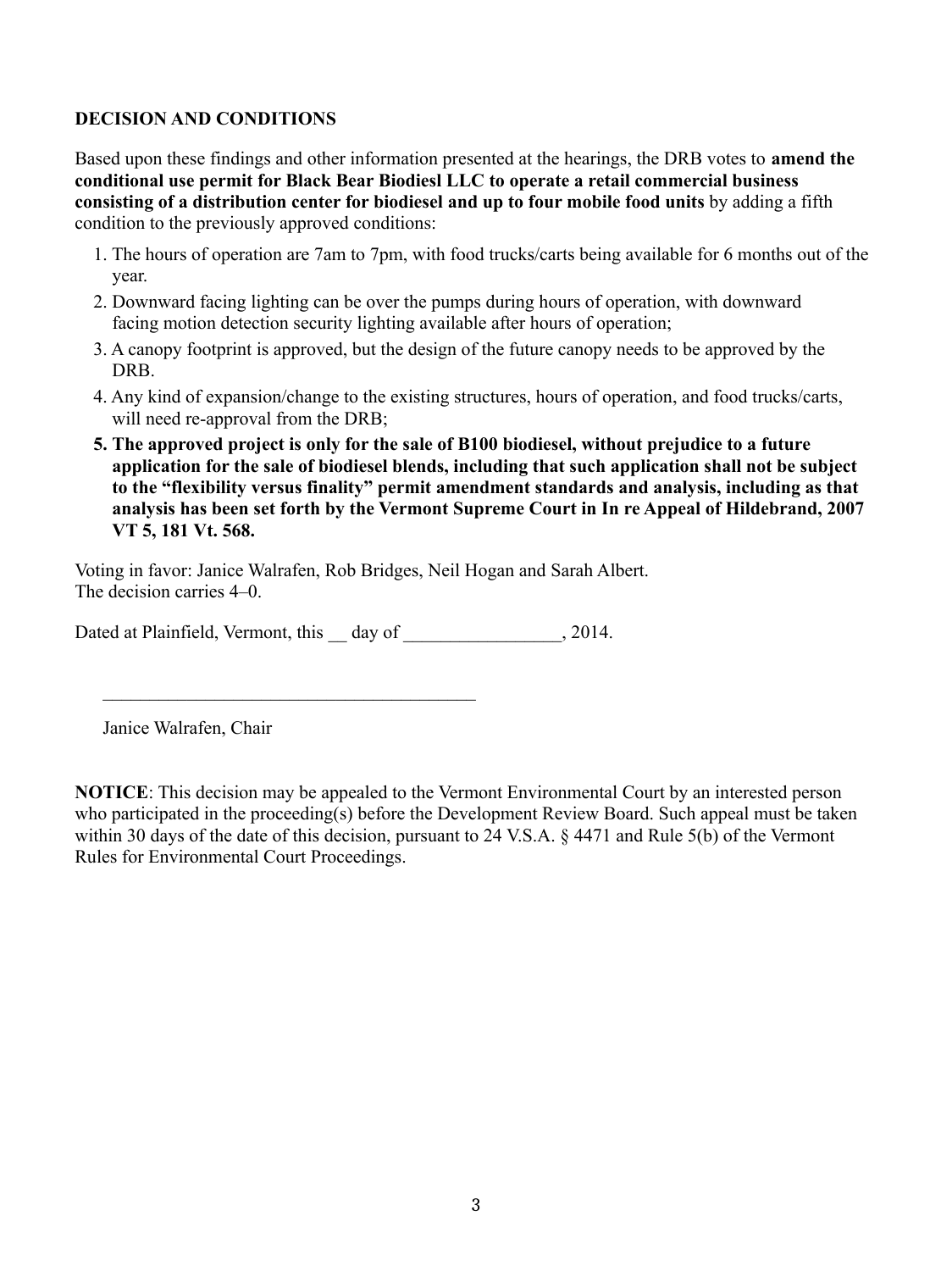**DECISION AND CONDITIONS**

Based upon these findings and other information presented at the hearings, the DRB votes to **amend the conditional use permit for Black Bear Biodiesl LLC to operate a retail commercial business consisting of a distribution center for biodiesel and up to four mobile food units** by adding a fifth condition to the previously approved conditions:

1. The hours of operation are 7am to 7pm, with food trucks/carts being available for 6 months out of the year.
2. Downward facing lighting can be over the pumps during hours of operation, with downward facing motion detection security lighting available after hours of operation;
3. A canopy footprint is approved, but the design of the future canopy needs to be approved by the DRB.
4. Any kind of expansion/change to the existing structures, hours of operation, and food trucks/carts, will need re-approval from the DRB;
5. **The approved project is only for the sale of B100 biodiesel, without prejudice to a future application for the sale of biodiesel blends, including that such application shall not be subject to the "flexibility versus finality" permit amendment standards and analysis, including as that analysis has been set forth by the Vermont Supreme Court in In re Appeal of Hildebrand, 2007 VT 5, 181 Vt. 568.**

Voting in favor: Janice Walrafen, Rob Bridges, Neil Hogan and Sarah Albert.
The decision carries 4–0.

Dated at Plainfield, Vermont, this __ day of _________________, 2014.

________________________________________

Janice Walrafen, Chair

**NOTICE**: This decision may be appealed to the Vermont Environmental Court by an interested person who participated in the proceeding(s) before the Development Review Board. Such appeal must be taken within 30 days of the date of this decision, pursuant to 24 V.S.A. § 4471 and Rule 5(b) of the Vermont Rules for Environmental Court Proceedings.